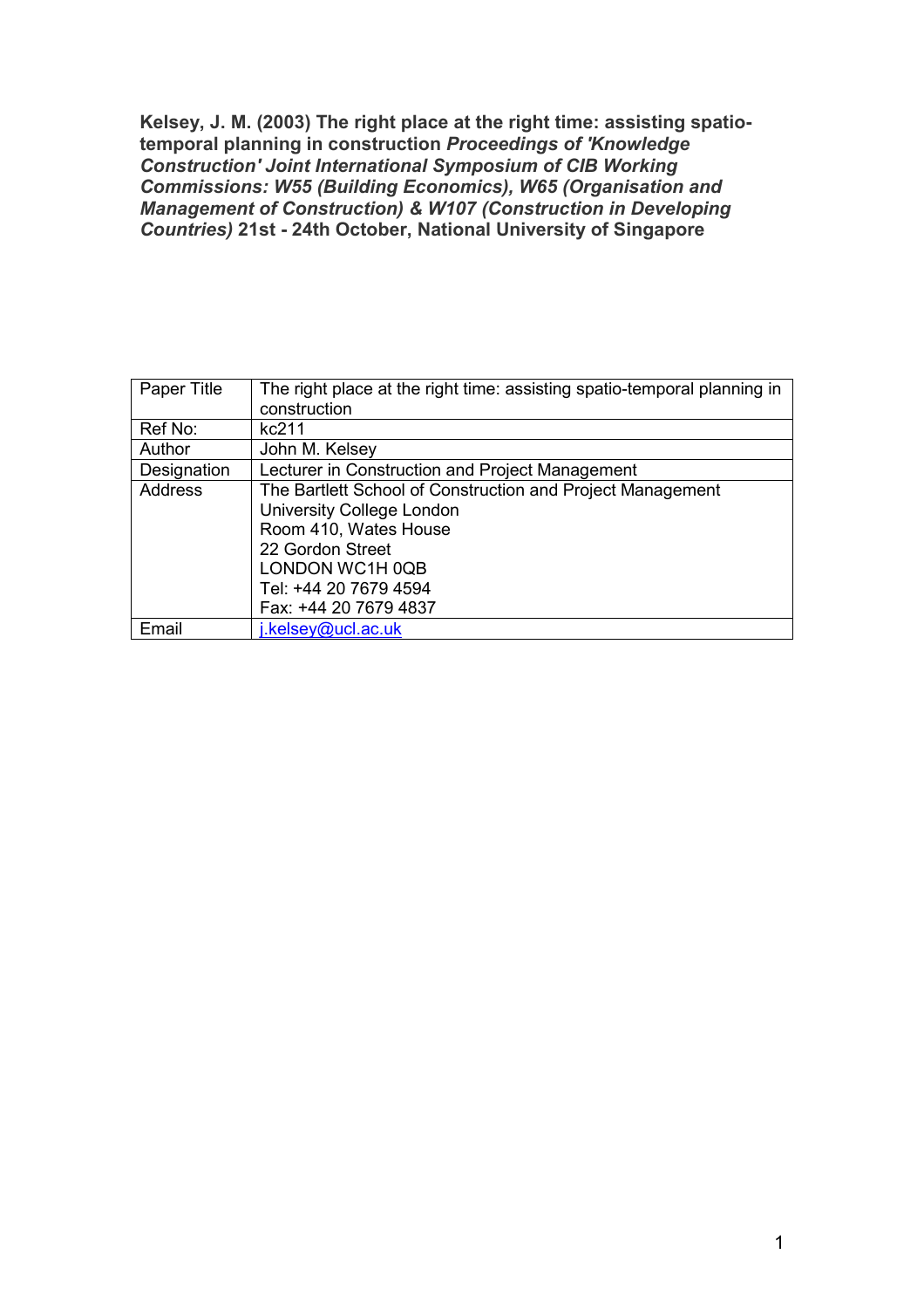**Kelsey, J. M. (2003) The right place at the right time: assisting spatio-temporal planning in construction *Proceedings of 'Knowledge Construction' Joint International Symposium of CIB Working Commissions: W55 (Building Economics), W65 (Organisation and Management of Construction) & W107 (Construction in Developing Countries)* 21st - 24th October, National University of Singapore**

| Paper Title | The right place at the right time: assisting spatio-temporal planning in construction |
|---|---|
| Ref No: | kc211 |
| Author | John M. Kelsey |
| Designation | Lecturer in Construction and Project Management |
| Address | The Bartlett School of Construction and Project Management<br>University College London<br>Room 410, Wates House<br>22 Gordon Street<br>LONDON WC1H 0QB<br>Tel: +44 20 7679 4594<br>Fax: +44 20 7679 4837 |
| Email | j.kelsey@ucl.ac.uk |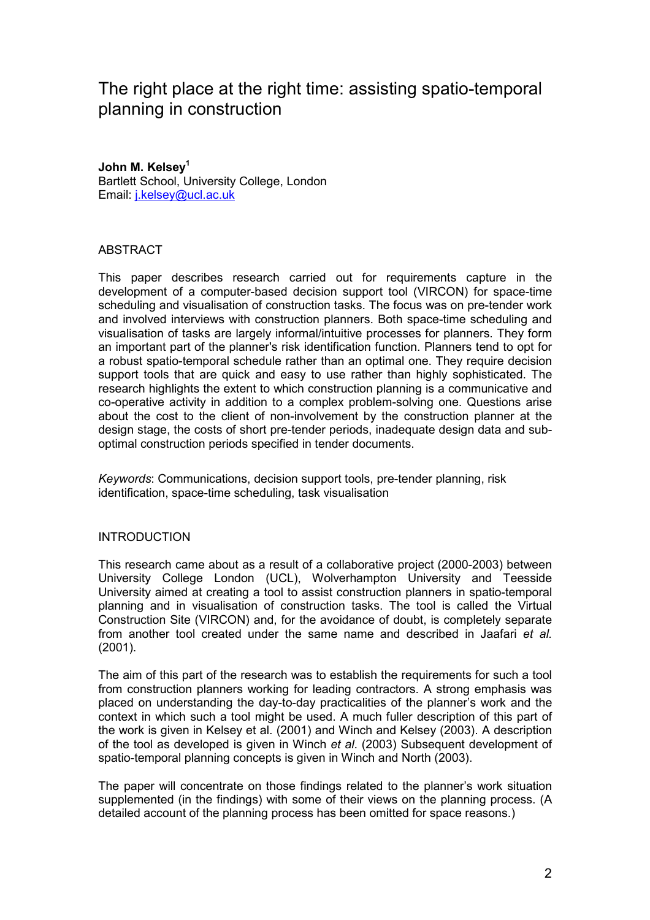# The right place at the right time: assisting spatio-temporal planning in construction

**John M. Kelsey**[1]
Bartlett School, University College, London
Email: [j.kelsey@ucl.ac.uk](mailto:j.kelsey@ucl.ac.uk)

## ABSTRACT

This paper describes research carried out for requirements capture in the development of a computer-based decision support tool (VIRCON) for space-time scheduling and visualisation of construction tasks. The focus was on pre-tender work and involved interviews with construction planners. Both space-time scheduling and visualisation of tasks are largely informal/intuitive processes for planners. They form an important part of the planner's risk identification function. Planners tend to opt for a robust spatio-temporal schedule rather than an optimal one. They require decision support tools that are quick and easy to use rather than highly sophisticated. The research highlights the extent to which construction planning is a communicative and co-operative activity in addition to a complex problem-solving one. Questions arise about the cost to the client of non-involvement by the construction planner at the design stage, the costs of short pre-tender periods, inadequate design data and sub-optimal construction periods specified in tender documents.

*Keywords*: Communications, decision support tools, pre-tender planning, risk identification, space-time scheduling, task visualisation

## INTRODUCTION

This research came about as a result of a collaborative project (2000-2003) between University College London (UCL), Wolverhampton University and Teesside University aimed at creating a tool to assist construction planners in spatio-temporal planning and in visualisation of construction tasks. The tool is called the Virtual Construction Site (VIRCON) and, for the avoidance of doubt, is completely separate from another tool created under the same name and described in Jaafari *et al.* (2001).

The aim of this part of the research was to establish the requirements for such a tool from construction planners working for leading contractors. A strong emphasis was placed on understanding the day-to-day practicalities of the planner's work and the context in which such a tool might be used. A much fuller description of this part of the work is given in Kelsey et al. (2001) and Winch and Kelsey (2003). A description of the tool as developed is given in Winch *et al.* (2003) Subsequent development of spatio-temporal planning concepts is given in Winch and North (2003).

The paper will concentrate on those findings related to the planner's work situation supplemented (in the findings) with some of their views on the planning process. (A detailed account of the planning process has been omitted for space reasons.)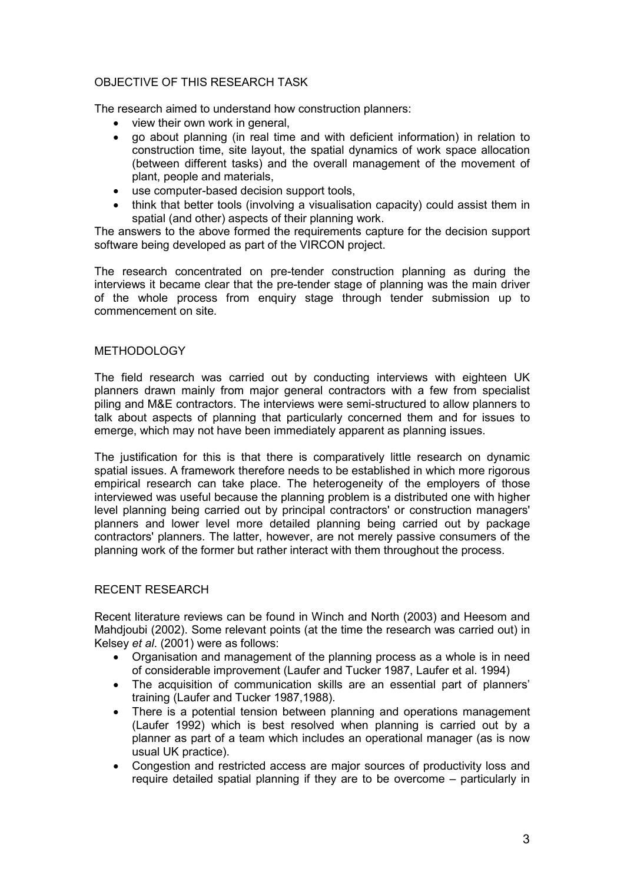## OBJECTIVE OF THIS RESEARCH TASK

The research aimed to understand how construction planners:

- view their own work in general,
- go about planning (in real time and with deficient information) in relation to construction time, site layout, the spatial dynamics of work space allocation (between different tasks) and the overall management of the movement of plant, people and materials,
- use computer-based decision support tools,
- think that better tools (involving a visualisation capacity) could assist them in spatial (and other) aspects of their planning work.

The answers to the above formed the requirements capture for the decision support software being developed as part of the VIRCON project.

The research concentrated on pre-tender construction planning as during the interviews it became clear that the pre-tender stage of planning was the main driver of the whole process from enquiry stage through tender submission up to commencement on site.

## METHODOLOGY

The field research was carried out by conducting interviews with eighteen UK planners drawn mainly from major general contractors with a few from specialist piling and M&E contractors. The interviews were semi-structured to allow planners to talk about aspects of planning that particularly concerned them and for issues to emerge, which may not have been immediately apparent as planning issues.

The justification for this is that there is comparatively little research on dynamic spatial issues. A framework therefore needs to be established in which more rigorous empirical research can take place. The heterogeneity of the employers of those interviewed was useful because the planning problem is a distributed one with higher level planning being carried out by principal contractors' or construction managers' planners and lower level more detailed planning being carried out by package contractors' planners. The latter, however, are not merely passive consumers of the planning work of the former but rather interact with them throughout the process.

## RECENT RESEARCH

Recent literature reviews can be found in Winch and North (2003) and Heesom and Mahdjoubi (2002). Some relevant points (at the time the research was carried out) in Kelsey *et al*. (2001) were as follows:

- Organisation and management of the planning process as a whole is in need of considerable improvement (Laufer and Tucker 1987, Laufer et al. 1994)
- The acquisition of communication skills are an essential part of planners' training (Laufer and Tucker 1987,1988).
- There is a potential tension between planning and operations management (Laufer 1992) which is best resolved when planning is carried out by a planner as part of a team which includes an operational manager (as is now usual UK practice).
- Congestion and restricted access are major sources of productivity loss and require detailed spatial planning if they are to be overcome – particularly in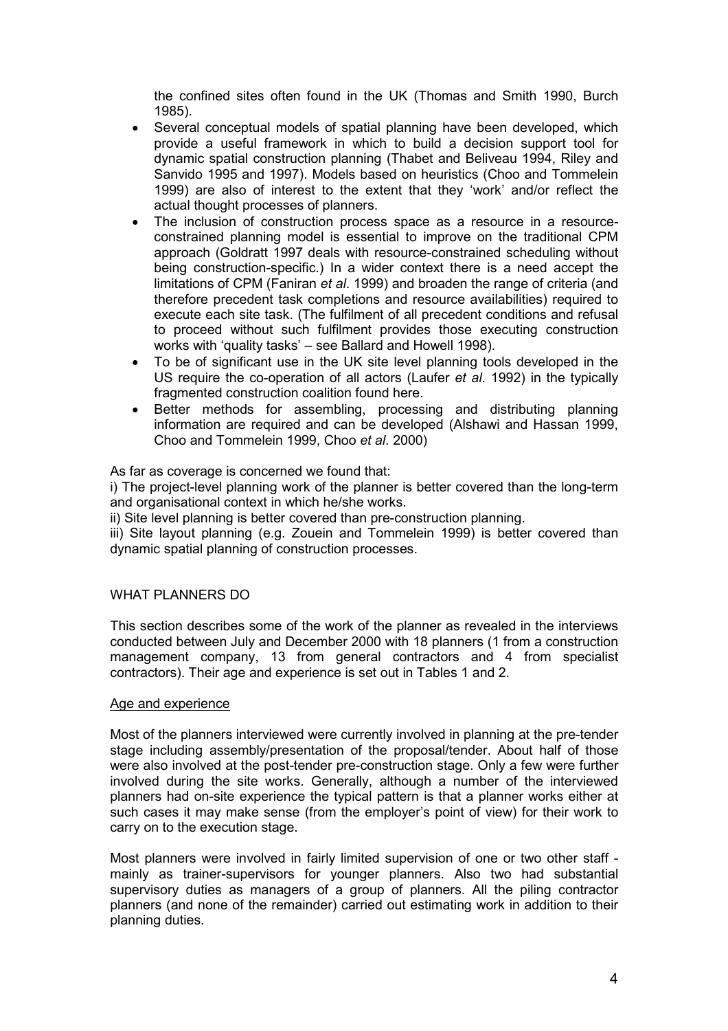the confined sites often found in the UK (Thomas and Smith 1990, Burch 1985).

- Several conceptual models of spatial planning have been developed, which provide a useful framework in which to build a decision support tool for dynamic spatial construction planning (Thabet and Beliveau 1994, Riley and Sanvido 1995 and 1997). Models based on heuristics (Choo and Tommelein 1999) are also of interest to the extent that they 'work' and/or reflect the actual thought processes of planners.
- The inclusion of construction process space as a resource in a resource-constrained planning model is essential to improve on the traditional CPM approach (Goldratt 1997 deals with resource-constrained scheduling without being construction-specific.) In a wider context there is a need accept the limitations of CPM (Faniran *et al*. 1999) and broaden the range of criteria (and therefore precedent task completions and resource availabilities) required to execute each site task. (The fulfilment of all precedent conditions and refusal to proceed without such fulfilment provides those executing construction works with 'quality tasks' – see Ballard and Howell 1998).
- To be of significant use in the UK site level planning tools developed in the US require the co-operation of all actors (Laufer *et al*. 1992) in the typically fragmented construction coalition found here.
- Better methods for assembling, processing and distributing planning information are required and can be developed (Alshawi and Hassan 1999, Choo and Tommelein 1999, Choo *et al*. 2000)

As far as coverage is concerned we found that:

i) The project-level planning work of the planner is better covered than the long-term and organisational context in which he/she works.

ii) Site level planning is better covered than pre-construction planning.

iii) Site layout planning (e.g. Zouein and Tommelein 1999) is better covered than dynamic spatial planning of construction processes.

## WHAT PLANNERS DO

This section describes some of the work of the planner as revealed in the interviews conducted between July and December 2000 with 18 planners (1 from a construction management company, 13 from general contractors and 4 from specialist contractors). Their age and experience is set out in Tables 1 and 2.

### Age and experience

Most of the planners interviewed were currently involved in planning at the pre-tender stage including assembly/presentation of the proposal/tender. About half of those were also involved at the post-tender pre-construction stage. Only a few were further involved during the site works. Generally, although a number of the interviewed planners had on-site experience the typical pattern is that a planner works either at such cases it may make sense (from the employer's point of view) for their work to carry on to the execution stage.

Most planners were involved in fairly limited supervision of one or two other staff - mainly as trainer-supervisors for younger planners. Also two had substantial supervisory duties as managers of a group of planners. All the piling contractor planners (and none of the remainder) carried out estimating work in addition to their planning duties.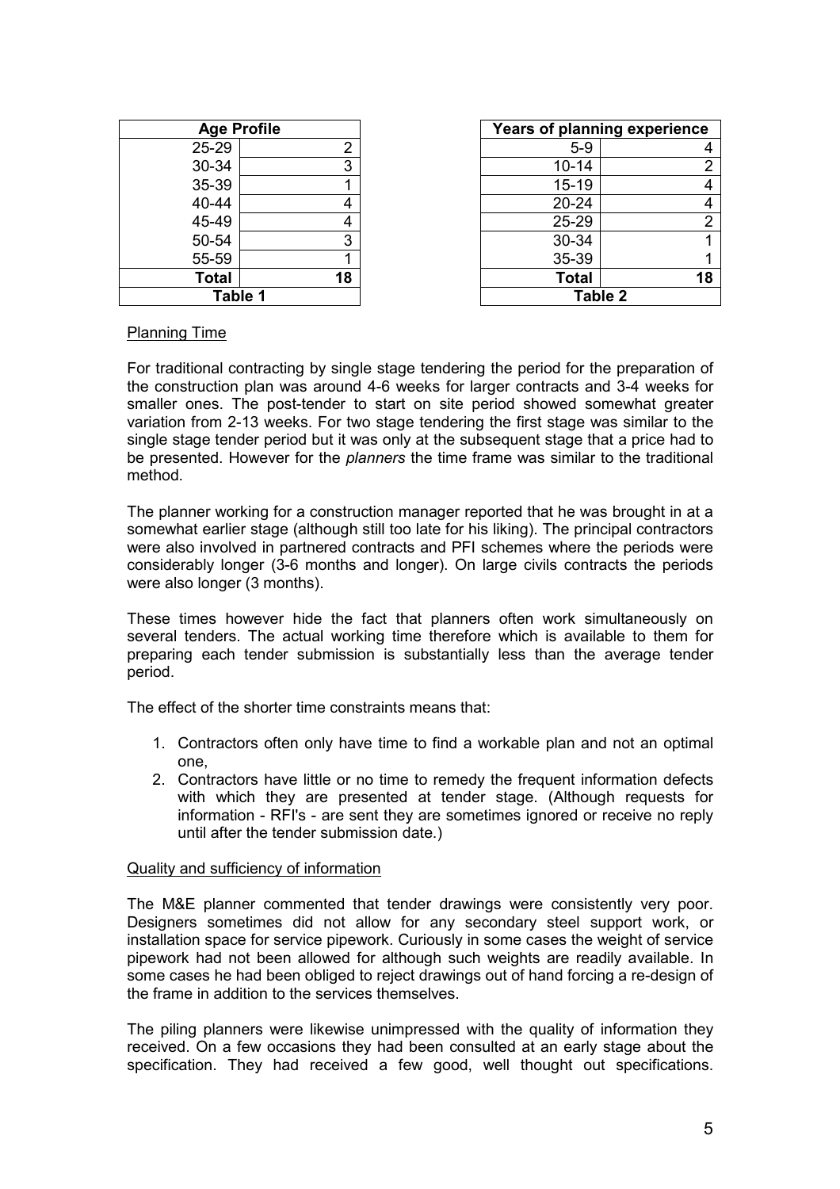| Age Profile | |
|---|---|
| 25-29 | 2 |
| 30-34 | 3 |
| 35-39 | 1 |
| 40-44 | 4 |
| 45-49 | 4 |
| 50-54 | 3 |
| 55-59 | 1 |
| **Total** | **18** |

**Table 1**

| Years of planning experience | |
|---|---|
| 5-9 | 4 |
| 10-14 | 2 |
| 15-19 | 4 |
| 20-24 | 4 |
| 25-29 | 2 |
| 30-34 | 1 |
| 35-39 | 1 |
| **Total** | **18** |

**Table 2**

Planning Time

For traditional contracting by single stage tendering the period for the preparation of the construction plan was around 4-6 weeks for larger contracts and 3-4 weeks for smaller ones. The post-tender to start on site period showed somewhat greater variation from 2-13 weeks. For two stage tendering the first stage was similar to the single stage tender period but it was only at the subsequent stage that a price had to be presented. However for the *planners* the time frame was similar to the traditional method.

The planner working for a construction manager reported that he was brought in at a somewhat earlier stage (although still too late for his liking). The principal contractors were also involved in partnered contracts and PFI schemes where the periods were considerably longer (3-6 months and longer). On large civils contracts the periods were also longer (3 months).

These times however hide the fact that planners often work simultaneously on several tenders. The actual working time therefore which is available to them for preparing each tender submission is substantially less than the average tender period.

The effect of the shorter time constraints means that:

1. Contractors often only have time to find a workable plan and not an optimal one,
2. Contractors have little or no time to remedy the frequent information defects with which they are presented at tender stage. (Although requests for information - RFI's - are sent they are sometimes ignored or receive no reply until after the tender submission date.)

Quality and sufficiency of information

The M&E planner commented that tender drawings were consistently very poor. Designers sometimes did not allow for any secondary steel support work, or installation space for service pipework. Curiously in some cases the weight of service pipework had not been allowed for although such weights are readily available. In some cases he had been obliged to reject drawings out of hand forcing a re-design of the frame in addition to the services themselves.

The piling planners were likewise unimpressed with the quality of information they received. On a few occasions they had been consulted at an early stage about the specification. They had received a few good, well thought out specifications.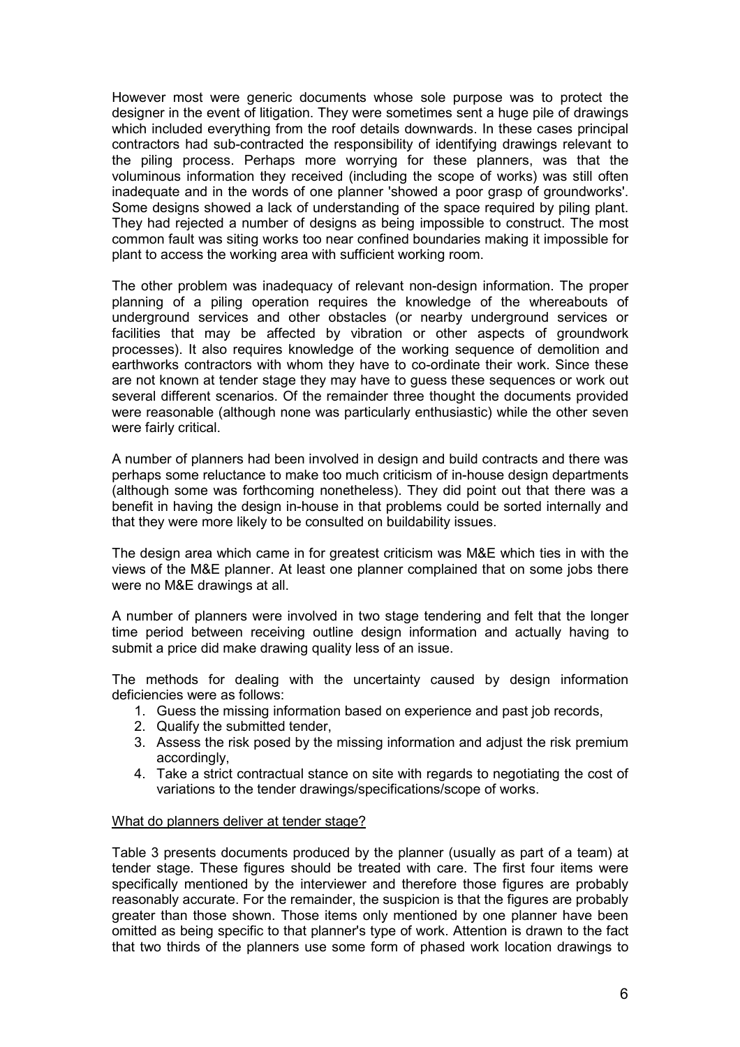However most were generic documents whose sole purpose was to protect the designer in the event of litigation. They were sometimes sent a huge pile of drawings which included everything from the roof details downwards. In these cases principal contractors had sub-contracted the responsibility of identifying drawings relevant to the piling process. Perhaps more worrying for these planners, was that the voluminous information they received (including the scope of works) was still often inadequate and in the words of one planner 'showed a poor grasp of groundworks'. Some designs showed a lack of understanding of the space required by piling plant. They had rejected a number of designs as being impossible to construct. The most common fault was siting works too near confined boundaries making it impossible for plant to access the working area with sufficient working room.

The other problem was inadequacy of relevant non-design information. The proper planning of a piling operation requires the knowledge of the whereabouts of underground services and other obstacles (or nearby underground services or facilities that may be affected by vibration or other aspects of groundwork processes). It also requires knowledge of the working sequence of demolition and earthworks contractors with whom they have to co-ordinate their work. Since these are not known at tender stage they may have to guess these sequences or work out several different scenarios. Of the remainder three thought the documents provided were reasonable (although none was particularly enthusiastic) while the other seven were fairly critical.

A number of planners had been involved in design and build contracts and there was perhaps some reluctance to make too much criticism of in-house design departments (although some was forthcoming nonetheless). They did point out that there was a benefit in having the design in-house in that problems could be sorted internally and that they were more likely to be consulted on buildability issues.

The design area which came in for greatest criticism was M&E which ties in with the views of the M&E planner. At least one planner complained that on some jobs there were no M&E drawings at all.

A number of planners were involved in two stage tendering and felt that the longer time period between receiving outline design information and actually having to submit a price did make drawing quality less of an issue.

The methods for dealing with the uncertainty caused by design information deficiencies were as follows:

1. Guess the missing information based on experience and past job records,
2. Qualify the submitted tender,
3. Assess the risk posed by the missing information and adjust the risk premium accordingly,
4. Take a strict contractual stance on site with regards to negotiating the cost of variations to the tender drawings/specifications/scope of works.

<u>What do planners deliver at tender stage?</u>

Table 3 presents documents produced by the planner (usually as part of a team) at tender stage. These figures should be treated with care. The first four items were specifically mentioned by the interviewer and therefore those figures are probably reasonably accurate. For the remainder, the suspicion is that the figures are probably greater than those shown. Those items only mentioned by one planner have been omitted as being specific to that planner's type of work. Attention is drawn to the fact that two thirds of the planners use some form of phased work location drawings to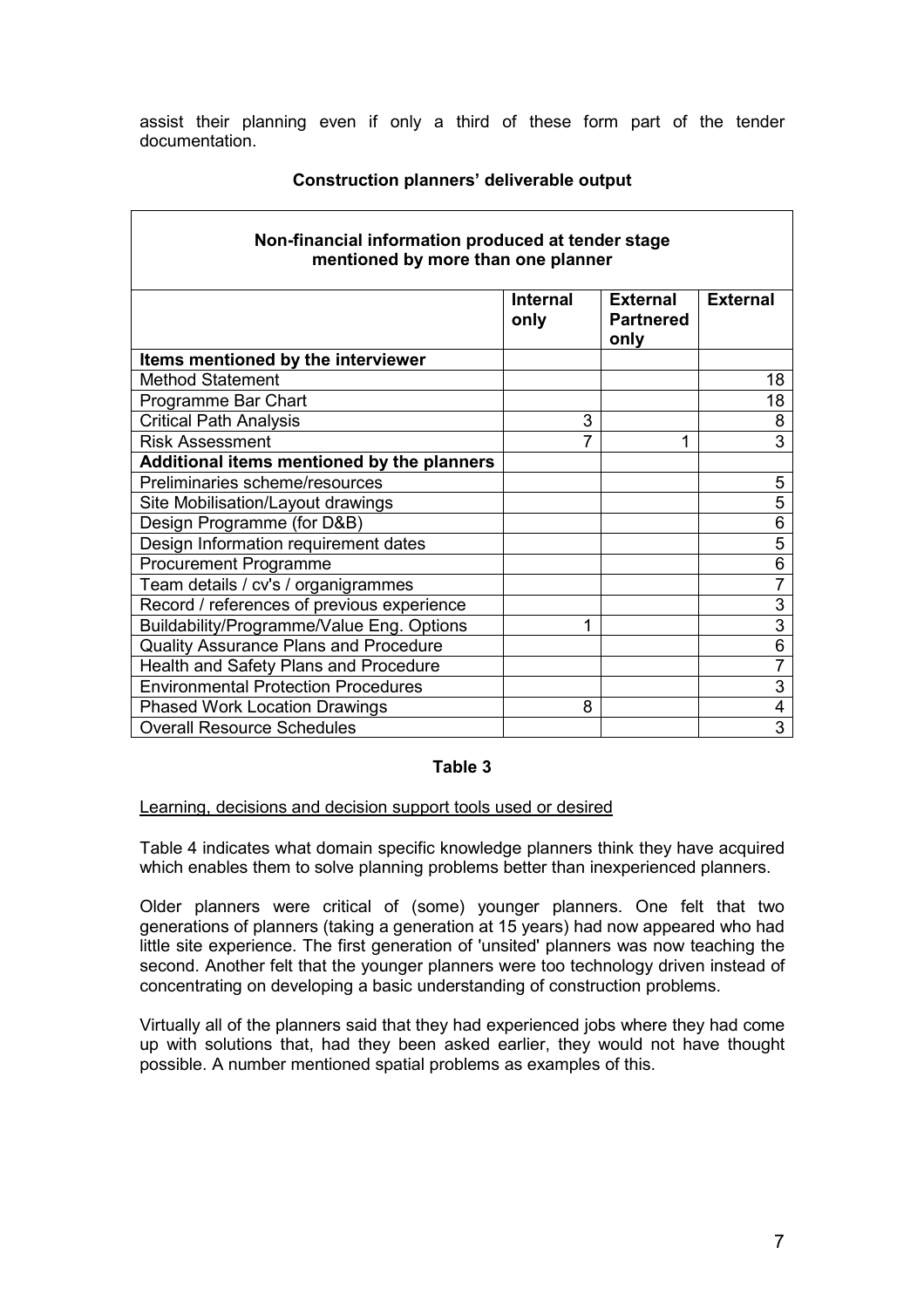assist their planning even if only a third of these form part of the tender documentation.

**Construction planners' deliverable output**

| **Non-financial information produced at tender stage mentioned by more than one planner** | | | |
|---|---|---|---|
| | **Internal only** | **External Partnered only** | **External** |
| **Items mentioned by the interviewer** | | | |
| Method Statement | | | 18 |
| Programme Bar Chart | | | 18 |
| Critical Path Analysis | 3 | | 8 |
| Risk Assessment | 7 | 1 | 3 |
| **Additional items mentioned by the planners** | | | |
| Preliminaries scheme/resources | | | 5 |
| Site Mobilisation/Layout drawings | | | 5 |
| Design Programme (for D&B) | | | 6 |
| Design Information requirement dates | | | 5 |
| Procurement Programme | | | 6 |
| Team details / cv's / organigrammes | | | 7 |
| Record / references of previous experience | | | 3 |
| Buildability/Programme/Value Eng. Options | 1 | | 3 |
| Quality Assurance Plans and Procedure | | | 6 |
| Health and Safety Plans and Procedure | | | 7 |
| Environmental Protection Procedures | | | 3 |
| Phased Work Location Drawings | 8 | | 4 |
| Overall Resource Schedules | | | 3 |

**Table 3**

Learning, decisions and decision support tools used or desired

Table 4 indicates what domain specific knowledge planners think they have acquired which enables them to solve planning problems better than inexperienced planners.

Older planners were critical of (some) younger planners. One felt that two generations of planners (taking a generation at 15 years) had now appeared who had little site experience. The first generation of 'unsited' planners was now teaching the second. Another felt that the younger planners were too technology driven instead of concentrating on developing a basic understanding of construction problems.

Virtually all of the planners said that they had experienced jobs where they had come up with solutions that, had they been asked earlier, they would not have thought possible. A number mentioned spatial problems as examples of this.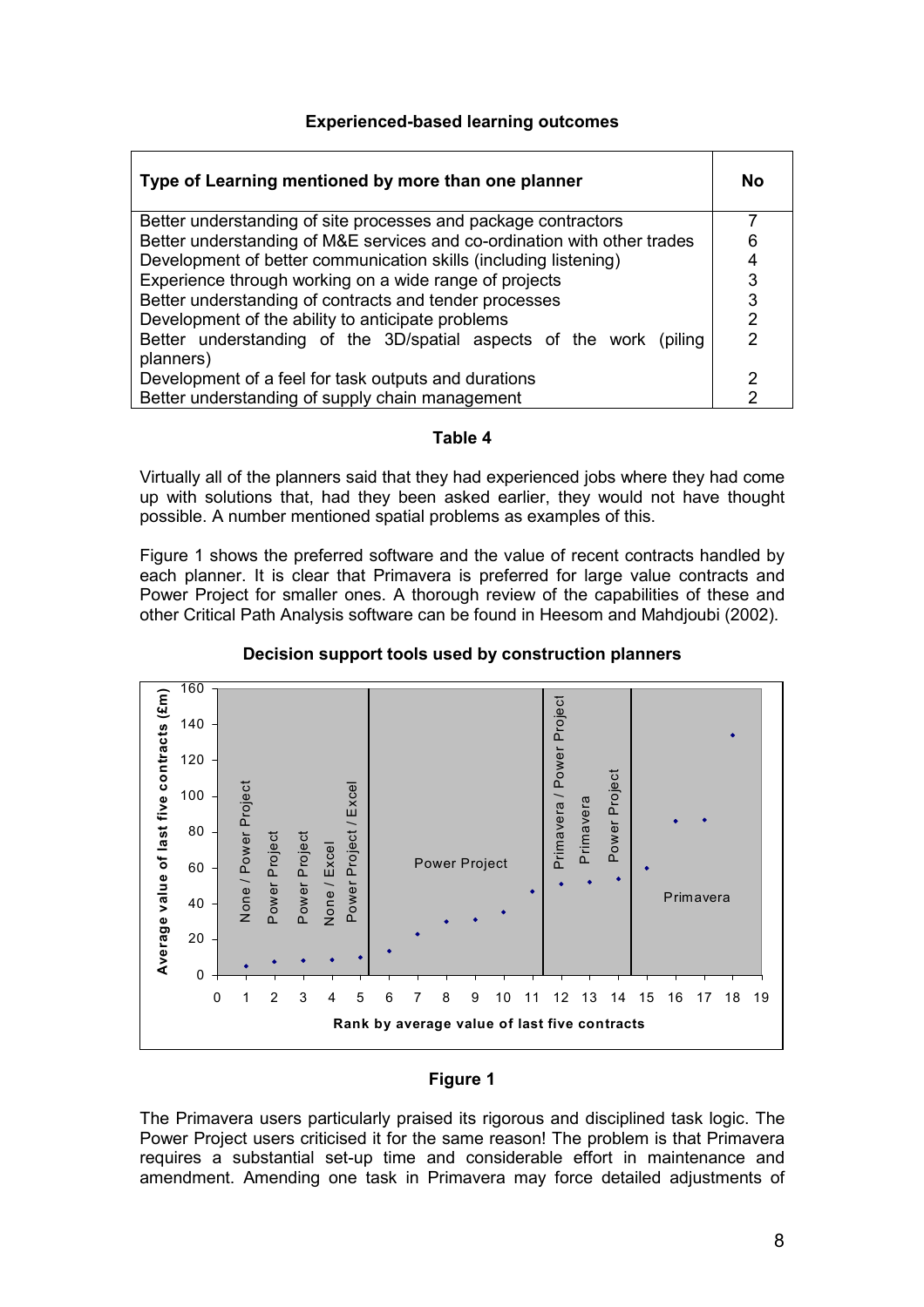**Experienced-based learning outcomes**

| Type of Learning mentioned by more than one planner | No |
|---|---|
| Better understanding of site processes and package contractors | 7 |
| Better understanding of M&E services and co-ordination with other trades | 6 |
| Development of better communication skills (including listening) | 4 |
| Experience through working on a wide range of projects | 3 |
| Better understanding of contracts and tender processes | 3 |
| Development of the ability to anticipate problems | 2 |
| Better understanding of the 3D/spatial aspects of the work (piling planners) | 2 |
| Development of a feel for task outputs and durations | 2 |
| Better understanding of supply chain management | 2 |

**Table 4**

Virtually all of the planners said that they had experienced jobs where they had come up with solutions that, had they been asked earlier, they would not have thought possible. A number mentioned spatial problems as examples of this.

Figure 1 shows the preferred software and the value of recent contracts handled by each planner. It is clear that Primavera is preferred for large value contracts and Power Project for smaller ones. A thorough review of the capabilities of these and other Critical Path Analysis software can be found in Heesom and Mahdjoubi (2002).

**Decision support tools used by construction planners**

**Figure 1**

The Primavera users particularly praised its rigorous and disciplined task logic. The Power Project users criticised it for the same reason! The problem is that Primavera requires a substantial set-up time and considerable effort in maintenance and amendment. Amending one task in Primavera may force detailed adjustments of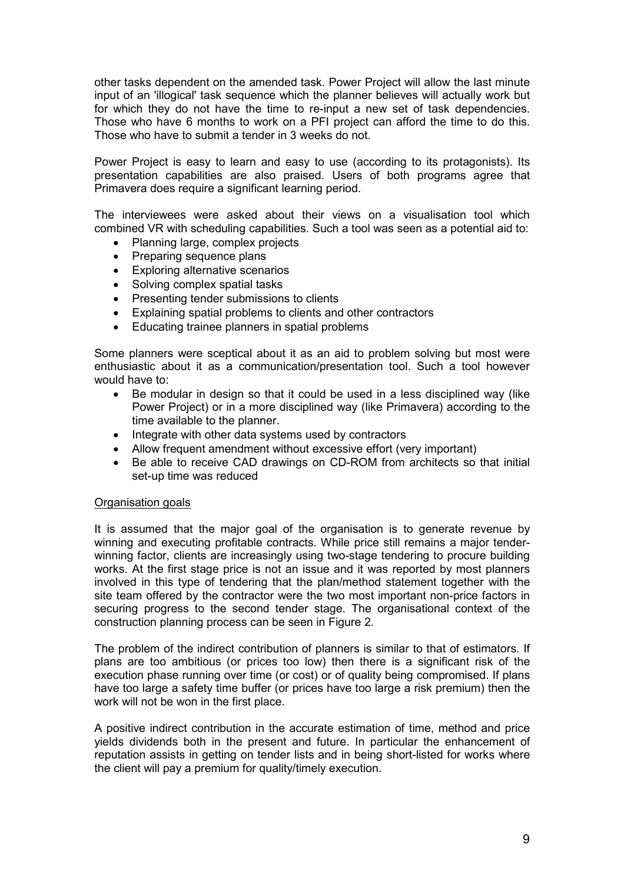other tasks dependent on the amended task. Power Project will allow the last minute input of an 'illogical' task sequence which the planner believes will actually work but for which they do not have the time to re-input a new set of task dependencies. Those who have 6 months to work on a PFI project can afford the time to do this. Those who have to submit a tender in 3 weeks do not.

Power Project is easy to learn and easy to use (according to its protagonists). Its presentation capabilities are also praised. Users of both programs agree that Primavera does require a significant learning period.

The interviewees were asked about their views on a visualisation tool which combined VR with scheduling capabilities. Such a tool was seen as a potential aid to:

- Planning large, complex projects
- Preparing sequence plans
- Exploring alternative scenarios
- Solving complex spatial tasks
- Presenting tender submissions to clients
- Explaining spatial problems to clients and other contractors
- Educating trainee planners in spatial problems

Some planners were sceptical about it as an aid to problem solving but most were enthusiastic about it as a communication/presentation tool. Such a tool however would have to:

- Be modular in design so that it could be used in a less disciplined way (like Power Project) or in a more disciplined way (like Primavera) according to the time available to the planner.
- Integrate with other data systems used by contractors
- Allow frequent amendment without excessive effort (very important)
- Be able to receive CAD drawings on CD-ROM from architects so that initial set-up time was reduced

<u>Organisation goals</u>

It is assumed that the major goal of the organisation is to generate revenue by winning and executing profitable contracts. While price still remains a major tender-winning factor, clients are increasingly using two-stage tendering to procure building works. At the first stage price is not an issue and it was reported by most planners involved in this type of tendering that the plan/method statement together with the site team offered by the contractor were the two most important non-price factors in securing progress to the second tender stage. The organisational context of the construction planning process can be seen in Figure 2.

The problem of the indirect contribution of planners is similar to that of estimators. If plans are too ambitious (or prices too low) then there is a significant risk of the execution phase running over time (or cost) or of quality being compromised. If plans have too large a safety time buffer (or prices have too large a risk premium) then the work will not be won in the first place.

A positive indirect contribution in the accurate estimation of time, method and price yields dividends both in the present and future. In particular the enhancement of reputation assists in getting on tender lists and in being short-listed for works where the client will pay a premium for quality/timely execution.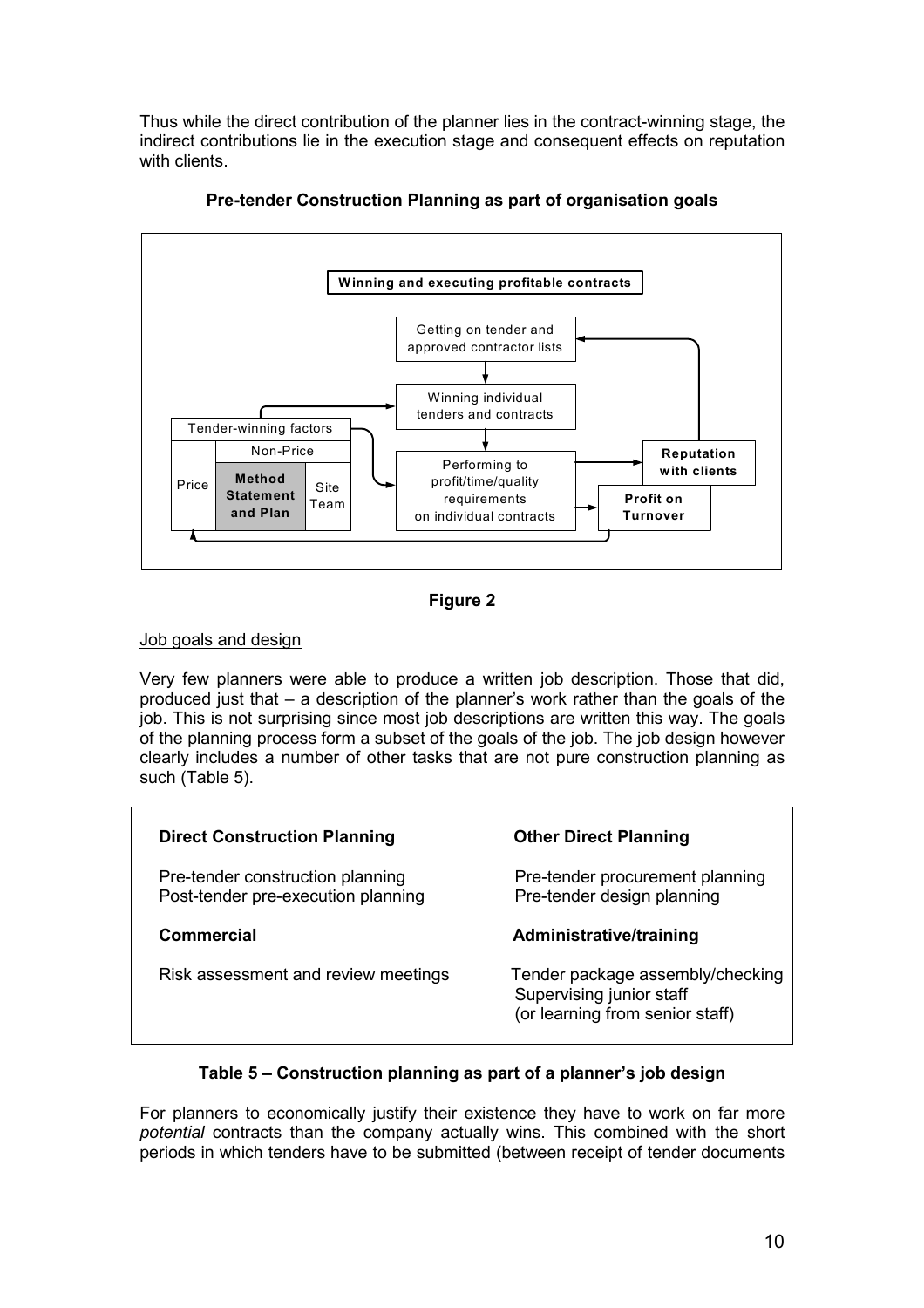Thus while the direct contribution of the planner lies in the contract-winning stage, the indirect contributions lie in the execution stage and consequent effects on reputation with clients.

**Pre-tender Construction Planning as part of organisation goals**

Winning and executing profitable contracts

Getting on tender and approved contractor lists

Winning individual tenders and contracts

Tender-winning factors

Non-Price

Price

Method Statement and Plan

Site Team

Performing to profit/time/quality requirements on individual contracts

Reputation with clients

Profit on Turnover

**Figure 2**

Job goals and design

Very few planners were able to produce a written job description. Those that did, produced just that – a description of the planner's work rather than the goals of the job. This is not surprising since most job descriptions are written this way. The goals of the planning process form a subset of the goals of the job. The job design however clearly includes a number of other tasks that are not pure construction planning as such (Table 5).

| **Direct Construction Planning** | **Other Direct Planning** |
|---|---|
| Pre-tender construction planning<br>Post-tender pre-execution planning | Pre-tender procurement planning<br>Pre-tender design planning |
| **Commercial** | **Administrative/training** |
| Risk assessment and review meetings | Tender package assembly/checking<br>Supervising junior staff<br>(or learning from senior staff) |

**Table 5 – Construction planning as part of a planner's job design**

For planners to economically justify their existence they have to work on far more *potential* contracts than the company actually wins. This combined with the short periods in which tenders have to be submitted (between receipt of tender documents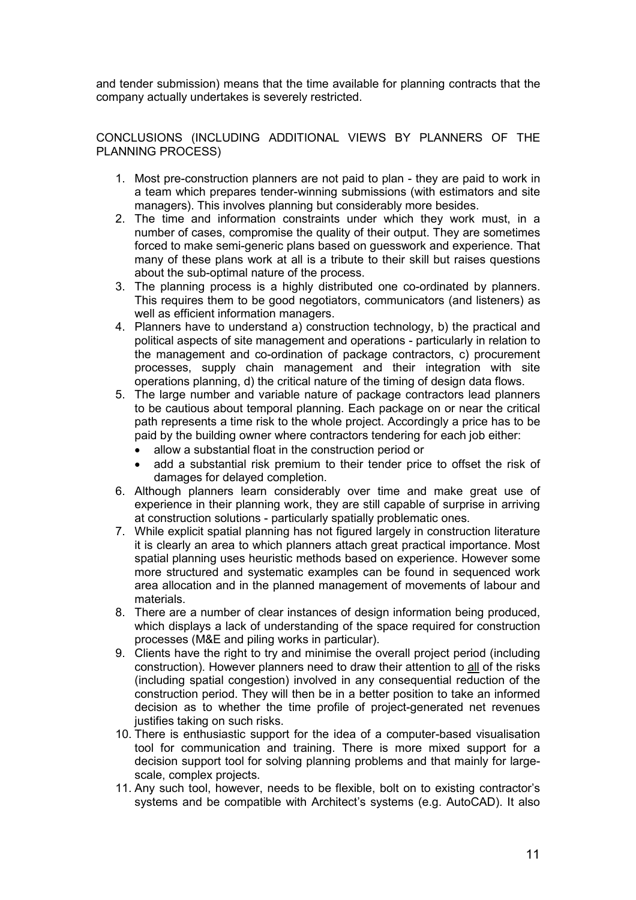and tender submission) means that the time available for planning contracts that the company actually undertakes is severely restricted.

## CONCLUSIONS (INCLUDING ADDITIONAL VIEWS BY PLANNERS OF THE PLANNING PROCESS)

1. Most pre-construction planners are not paid to plan - they are paid to work in a team which prepares tender-winning submissions (with estimators and site managers). This involves planning but considerably more besides.
2. The time and information constraints under which they work must, in a number of cases, compromise the quality of their output. They are sometimes forced to make semi-generic plans based on guesswork and experience. That many of these plans work at all is a tribute to their skill but raises questions about the sub-optimal nature of the process.
3. The planning process is a highly distributed one co-ordinated by planners. This requires them to be good negotiators, communicators (and listeners) as well as efficient information managers.
4. Planners have to understand a) construction technology, b) the practical and political aspects of site management and operations - particularly in relation to the management and co-ordination of package contractors, c) procurement processes, supply chain management and their integration with site operations planning, d) the critical nature of the timing of design data flows.
5. The large number and variable nature of package contractors lead planners to be cautious about temporal planning. Each package on or near the critical path represents a time risk to the whole project. Accordingly a price has to be paid by the building owner where contractors tendering for each job either:
   - allow a substantial float in the construction period or
   - add a substantial risk premium to their tender price to offset the risk of damages for delayed completion.
6. Although planners learn considerably over time and make great use of experience in their planning work, they are still capable of surprise in arriving at construction solutions - particularly spatially problematic ones.
7. While explicit spatial planning has not figured largely in construction literature it is clearly an area to which planners attach great practical importance. Most spatial planning uses heuristic methods based on experience. However some more structured and systematic examples can be found in sequenced work area allocation and in the planned management of movements of labour and materials.
8. There are a number of clear instances of design information being produced, which displays a lack of understanding of the space required for construction processes (M&E and piling works in particular).
9. Clients have the right to try and minimise the overall project period (including construction). However planners need to draw their attention to <u>all</u> of the risks (including spatial congestion) involved in any consequential reduction of the construction period. They will then be in a better position to take an informed decision as to whether the time profile of project-generated net revenues justifies taking on such risks.
10. There is enthusiastic support for the idea of a computer-based visualisation tool for communication and training. There is more mixed support for a decision support tool for solving planning problems and that mainly for large-scale, complex projects.
11. Any such tool, however, needs to be flexible, bolt on to existing contractor's systems and be compatible with Architect's systems (e.g. AutoCAD). It also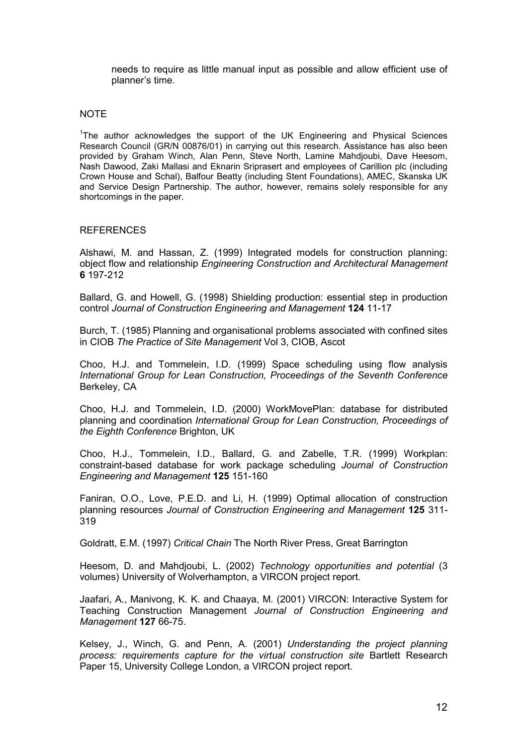needs to require as little manual input as possible and allow efficient use of planner's time.

NOTE

[1]The author acknowledges the support of the UK Engineering and Physical Sciences Research Council (GR/N 00876/01) in carrying out this research. Assistance has also been provided by Graham Winch, Alan Penn, Steve North, Lamine Mahdjoubi, Dave Heesom, Nash Dawood, Zaki Mallasi and Eknarin Sriprasert and employees of Carillion plc (including Crown House and Schal), Balfour Beatty (including Stent Foundations), AMEC, Skanska UK and Service Design Partnership. The author, however, remains solely responsible for any shortcomings in the paper.

REFERENCES

Alshawi, M. and Hassan, Z. (1999) Integrated models for construction planning: object flow and relationship *Engineering Construction and Architectural Management* **6** 197-212

Ballard, G. and Howell, G. (1998) Shielding production: essential step in production control *Journal of Construction Engineering and Management* **124** 11-17

Burch, T. (1985) Planning and organisational problems associated with confined sites in CIOB *The Practice of Site Management* Vol 3, CIOB, Ascot

Choo, H.J. and Tommelein, I.D. (1999) Space scheduling using flow analysis *International Group for Lean Construction, Proceedings of the Seventh Conference* Berkeley, CA

Choo, H.J. and Tommelein, I.D. (2000) WorkMovePlan: database for distributed planning and coordination *International Group for Lean Construction, Proceedings of the Eighth Conference* Brighton, UK

Choo, H.J., Tommelein, I.D., Ballard, G. and Zabelle, T.R. (1999) Workplan: constraint-based database for work package scheduling *Journal of Construction Engineering and Management* **125** 151-160

Faniran, O.O., Love, P.E.D. and Li, H. (1999) Optimal allocation of construction planning resources *Journal of Construction Engineering and Management* **125** 311-319

Goldratt, E.M. (1997) *Critical Chain* The North River Press, Great Barrington

Heesom, D. and Mahdjoubi, L. (2002) *Technology opportunities and potential* (3 volumes) University of Wolverhampton, a VIRCON project report.

Jaafari, A., Manivong, K. K. and Chaaya, M. (2001) VIRCON: Interactive System for Teaching Construction Management *Journal of Construction Engineering and Management* **127** 66-75.

Kelsey, J., Winch, G. and Penn, A. (2001) *Understanding the project planning process: requirements capture for the virtual construction site* Bartlett Research Paper 15, University College London, a VIRCON project report.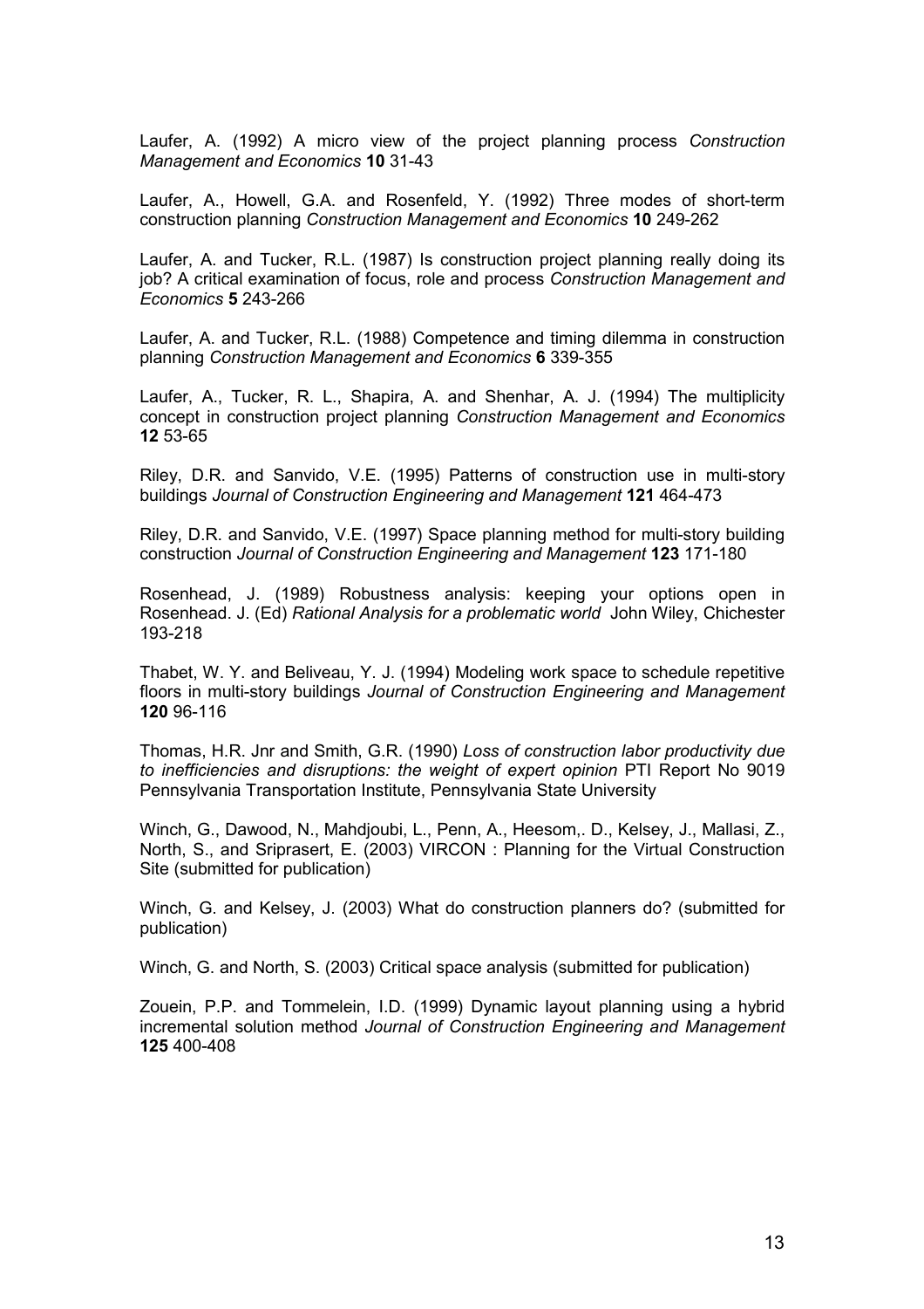Laufer, A. (1992) A micro view of the project planning process *Construction Management and Economics* **10** 31-43

Laufer, A., Howell, G.A. and Rosenfeld, Y. (1992) Three modes of short-term construction planning *Construction Management and Economics* **10** 249-262

Laufer, A. and Tucker, R.L. (1987) Is construction project planning really doing its job? A critical examination of focus, role and process *Construction Management and Economics* **5** 243-266

Laufer, A. and Tucker, R.L. (1988) Competence and timing dilemma in construction planning *Construction Management and Economics* **6** 339-355

Laufer, A., Tucker, R. L., Shapira, A. and Shenhar, A. J. (1994) The multiplicity concept in construction project planning *Construction Management and Economics* **12** 53-65

Riley, D.R. and Sanvido, V.E. (1995) Patterns of construction use in multi-story buildings *Journal of Construction Engineering and Management* **121** 464-473

Riley, D.R. and Sanvido, V.E. (1997) Space planning method for multi-story building construction *Journal of Construction Engineering and Management* **123** 171-180

Rosenhead, J. (1989) Robustness analysis: keeping your options open in Rosenhead. J. (Ed) *Rational Analysis for a problematic world* John Wiley, Chichester 193-218

Thabet, W. Y. and Beliveau, Y. J. (1994) Modeling work space to schedule repetitive floors in multi-story buildings *Journal of Construction Engineering and Management* **120** 96-116

Thomas, H.R. Jnr and Smith, G.R. (1990) *Loss of construction labor productivity due to inefficiencies and disruptions: the weight of expert opinion* PTI Report No 9019 Pennsylvania Transportation Institute, Pennsylvania State University

Winch, G., Dawood, N., Mahdjoubi, L., Penn, A., Heesom,. D., Kelsey, J., Mallasi, Z., North, S., and Sriprasert, E. (2003) VIRCON : Planning for the Virtual Construction Site (submitted for publication)

Winch, G. and Kelsey, J. (2003) What do construction planners do? (submitted for publication)

Winch, G. and North, S. (2003) Critical space analysis (submitted for publication)

Zouein, P.P. and Tommelein, I.D. (1999) Dynamic layout planning using a hybrid incremental solution method *Journal of Construction Engineering and Management* **125** 400-408